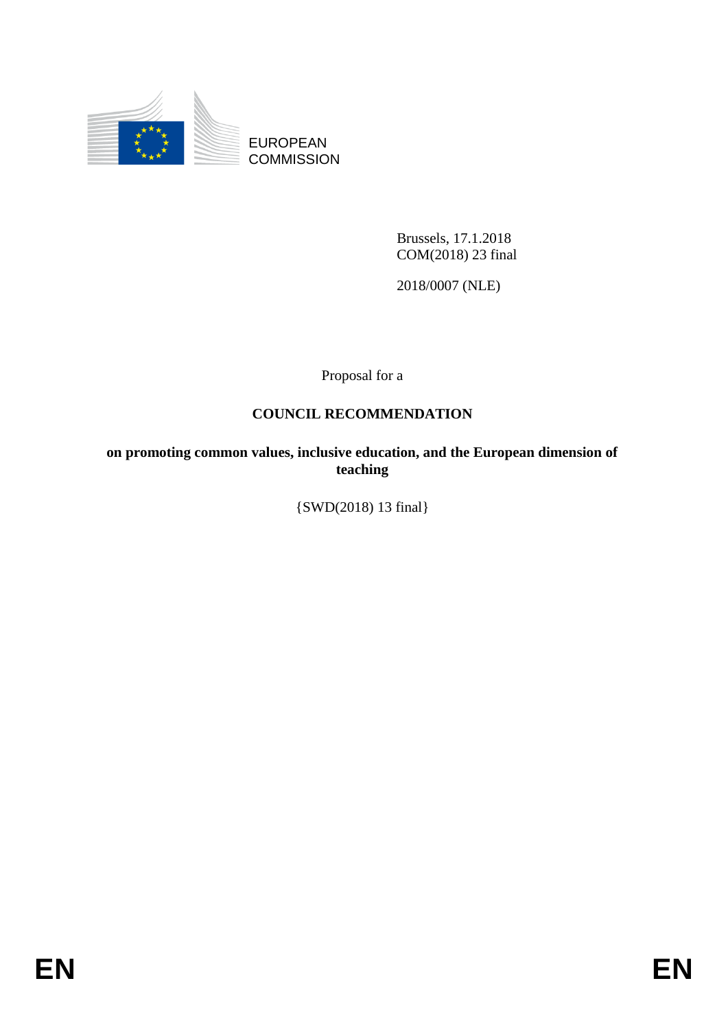EUROPEAN COMMISSION

Brussels, 17.1.2018
COM(2018) 23 final

2018/0007 (NLE)

Proposal for a

# COUNCIL RECOMMENDATION

**on promoting common values, inclusive education, and the European dimension of teaching**

{SWD(2018) 13 final}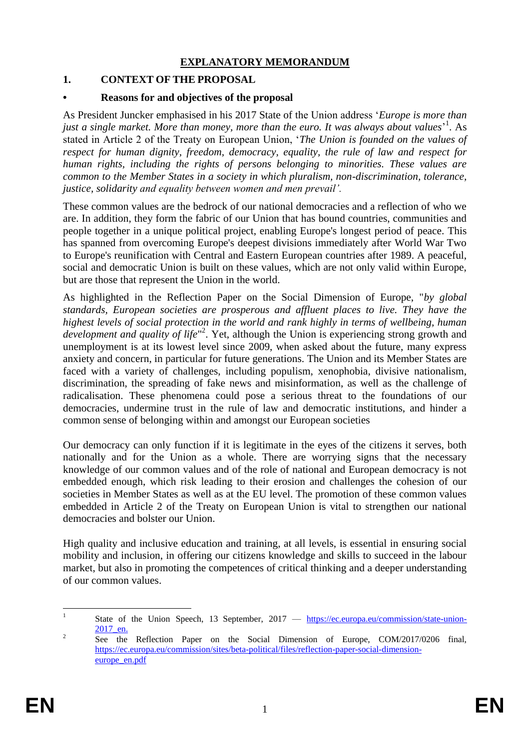# EXPLANATORY MEMORANDUM

## 1. CONTEXT OF THE PROPOSAL

### • Reasons for and objectives of the proposal

As President Juncker emphasised in his 2017 State of the Union address '*Europe is more than just a single market. More than money, more than the euro. It was always about values*'[1]. As stated in Article 2 of the Treaty on European Union, '*The Union is founded on the values of respect for human dignity, freedom, democracy, equality, the rule of law and respect for human rights, including the rights of persons belonging to minorities. These values are common to the Member States in a society in which pluralism, non-discrimination, tolerance, justice, solidarity and equality between women and men prevail'*.

These common values are the bedrock of our national democracies and a reflection of who we are. In addition, they form the fabric of our Union that has bound countries, communities and people together in a unique political project, enabling Europe's longest period of peace. This has spanned from overcoming Europe's deepest divisions immediately after World War Two to Europe's reunification with Central and Eastern European countries after 1989. A peaceful, social and democratic Union is built on these values, which are not only valid within Europe, but are those that represent the Union in the world.

As highlighted in the Reflection Paper on the Social Dimension of Europe, "*by global standards, European societies are prosperous and affluent places to live. They have the highest levels of social protection in the world and rank highly in terms of wellbeing, human development and quality of life*"[2]. Yet, although the Union is experiencing strong growth and unemployment is at its lowest level since 2009, when asked about the future, many express anxiety and concern, in particular for future generations. The Union and its Member States are faced with a variety of challenges, including populism, xenophobia, divisive nationalism, discrimination, the spreading of fake news and misinformation, as well as the challenge of radicalisation. These phenomena could pose a serious threat to the foundations of our democracies, undermine trust in the rule of law and democratic institutions, and hinder a common sense of belonging within and amongst our European societies

Our democracy can only function if it is legitimate in the eyes of the citizens it serves, both nationally and for the Union as a whole. There are worrying signs that the necessary knowledge of our common values and of the role of national and European democracy is not embedded enough, which risk leading to their erosion and challenges the cohesion of our societies in Member States as well as at the EU level. The promotion of these common values embedded in Article 2 of the Treaty on European Union is vital to strengthen our national democracies and bolster our Union.

High quality and inclusive education and training, at all levels, is essential in ensuring social mobility and inclusion, in offering our citizens knowledge and skills to succeed in the labour market, but also in promoting the competences of critical thinking and a deeper understanding of our common values.

---

[1] State of the Union Speech, 13 September, 2017 — https://ec.europa.eu/commission/state-union-2017_en.

[2] See the Reflection Paper on the Social Dimension of Europe, COM/2017/0206 final, https://ec.europa.eu/commission/sites/beta-political/files/reflection-paper-social-dimension-europe_en.pdf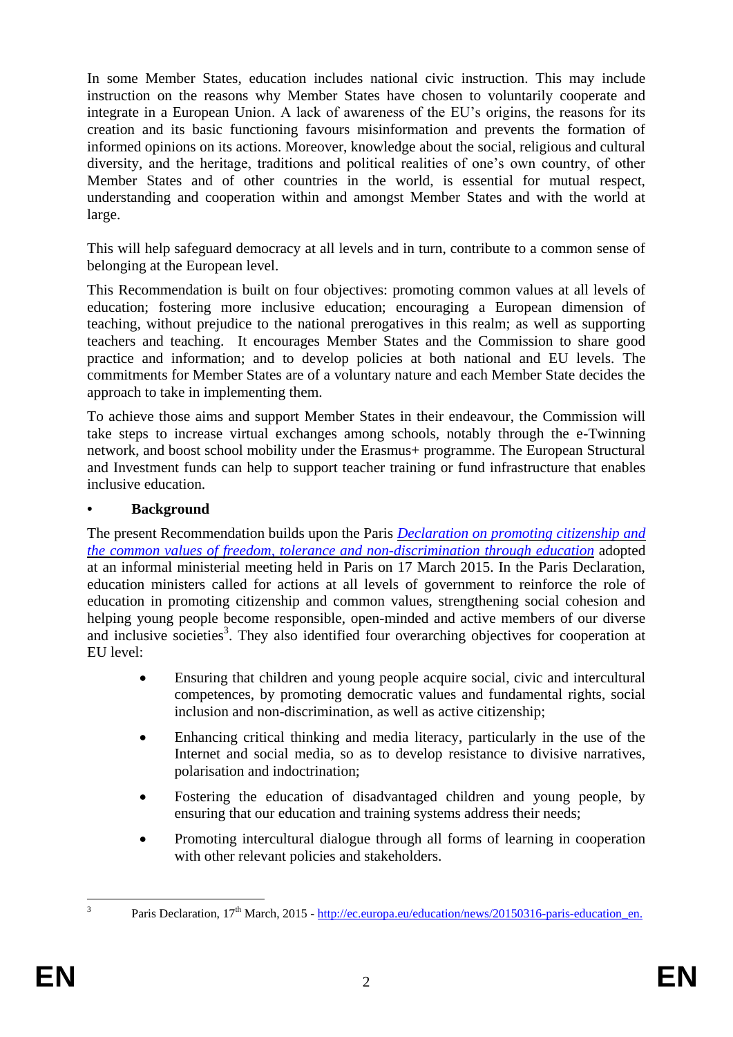In some Member States, education includes national civic instruction. This may include instruction on the reasons why Member States have chosen to voluntarily cooperate and integrate in a European Union. A lack of awareness of the EU's origins, the reasons for its creation and its basic functioning favours misinformation and prevents the formation of informed opinions on its actions. Moreover, knowledge about the social, religious and cultural diversity, and the heritage, traditions and political realities of one's own country, of other Member States and of other countries in the world, is essential for mutual respect, understanding and cooperation within and amongst Member States and with the world at large.

This will help safeguard democracy at all levels and in turn, contribute to a common sense of belonging at the European level.

This Recommendation is built on four objectives: promoting common values at all levels of education; fostering more inclusive education; encouraging a European dimension of teaching, without prejudice to the national prerogatives in this realm; as well as supporting teachers and teaching. It encourages Member States and the Commission to share good practice and information; and to develop policies at both national and EU levels. The commitments for Member States are of a voluntary nature and each Member State decides the approach to take in implementing them.

To achieve those aims and support Member States in their endeavour, the Commission will take steps to increase virtual exchanges among schools, notably through the e-Twinning network, and boost school mobility under the Erasmus+ programme. The European Structural and Investment funds can help to support teacher training or fund infrastructure that enables inclusive education.

- **Background**

The present Recommendation builds upon the Paris *Declaration on promoting citizenship and the common values of freedom, tolerance and non-discrimination through education* adopted at an informal ministerial meeting held in Paris on 17 March 2015. In the Paris Declaration, education ministers called for actions at all levels of government to reinforce the role of education in promoting citizenship and common values, strengthening social cohesion and helping young people become responsible, open-minded and active members of our diverse and inclusive societies[3]. They also identified four overarching objectives for cooperation at EU level:

- Ensuring that children and young people acquire social, civic and intercultural competences, by promoting democratic values and fundamental rights, social inclusion and non-discrimination, as well as active citizenship;
- Enhancing critical thinking and media literacy, particularly in the use of the Internet and social media, so as to develop resistance to divisive narratives, polarisation and indoctrination;
- Fostering the education of disadvantaged children and young people, by ensuring that our education and training systems address their needs;
- Promoting intercultural dialogue through all forms of learning in cooperation with other relevant policies and stakeholders.

[3] Paris Declaration, 17th March, 2015 - http://ec.europa.eu/education/news/20150316-paris-education_en.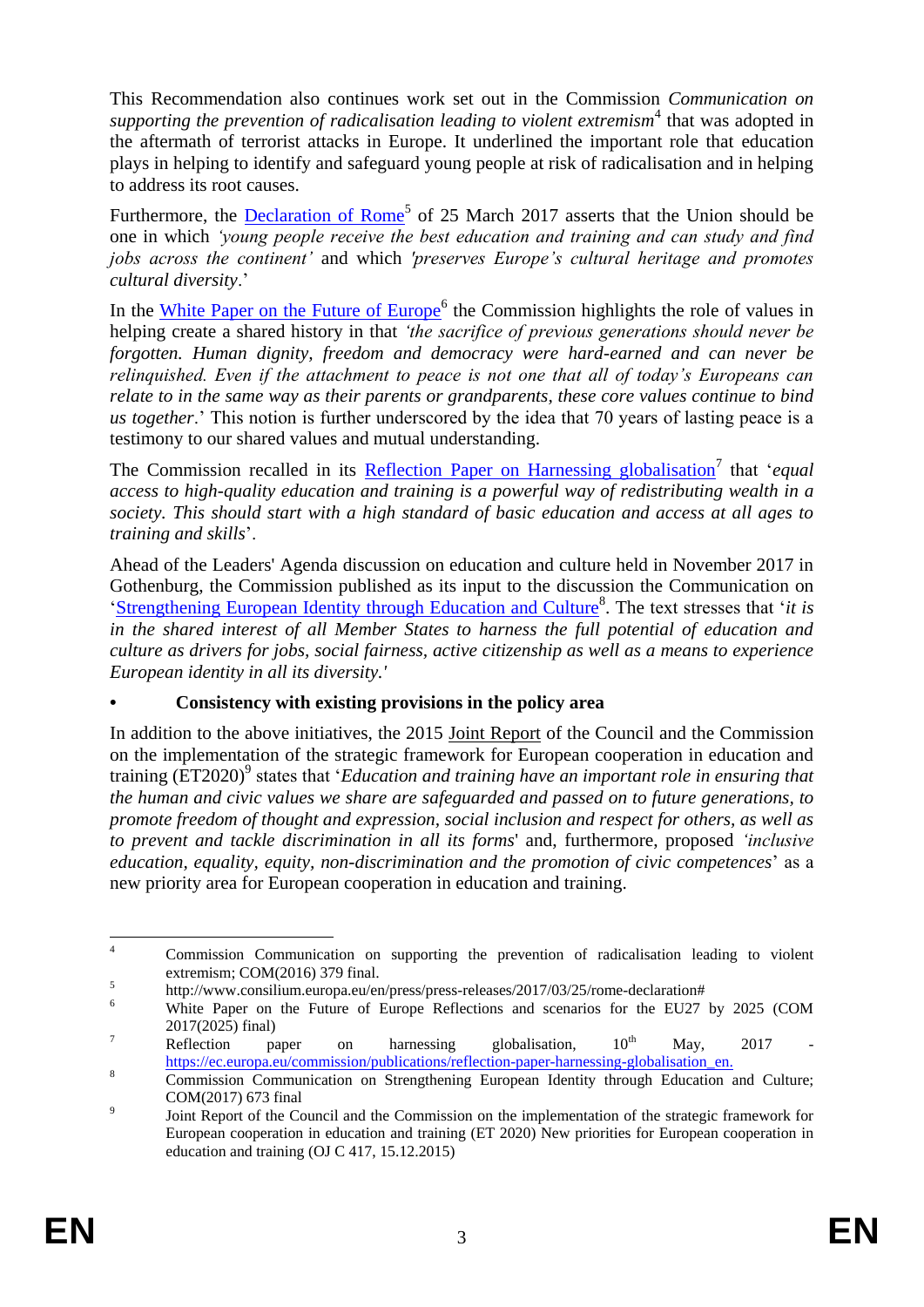This Recommendation also continues work set out in the Commission *Communication on supporting the prevention of radicalisation leading to violent extremism*[4] that was adopted in the aftermath of terrorist attacks in Europe. It underlined the important role that education plays in helping to identify and safeguard young people at risk of radicalisation and in helping to address its root causes.

Furthermore, the Declaration of Rome[5] of 25 March 2017 asserts that the Union should be one in which *'young people receive the best education and training and can study and find jobs across the continent'* and which *'preserves Europe's cultural heritage and promotes cultural diversity*.'

In the White Paper on the Future of Europe[6] the Commission highlights the role of values in helping create a shared history in that *'the sacrifice of previous generations should never be forgotten. Human dignity, freedom and democracy were hard-earned and can never be relinquished. Even if the attachment to peace is not one that all of today's Europeans can relate to in the same way as their parents or grandparents, these core values continue to bind us together*.' This notion is further underscored by the idea that 70 years of lasting peace is a testimony to our shared values and mutual understanding.

The Commission recalled in its Reflection Paper on Harnessing globalisation[7] that '*equal access to high-quality education and training is a powerful way of redistributing wealth in a society. This should start with a high standard of basic education and access at all ages to training and skills*'.

Ahead of the Leaders' Agenda discussion on education and culture held in November 2017 in Gothenburg, the Commission published as its input to the discussion the Communication on 'Strengthening European Identity through Education and Culture[8]. The text stresses that '*it is in the shared interest of all Member States to harness the full potential of education and culture as drivers for jobs, social fairness, active citizenship as well as a means to experience European identity in all its diversity.'*

- **Consistency with existing provisions in the policy area**

In addition to the above initiatives, the 2015 Joint Report of the Council and the Commission on the implementation of the strategic framework for European cooperation in education and training (ET2020)[9] states that '*Education and training have an important role in ensuring that the human and civic values we share are safeguarded and passed on to future generations, to promote freedom of thought and expression, social inclusion and respect for others, as well as to prevent and tackle discrimination in all its forms*' and, furthermore, proposed *'inclusive education, equality, equity, non-discrimination and the promotion of civic competences*' as a new priority area for European cooperation in education and training.

---

[4] Commission Communication on supporting the prevention of radicalisation leading to violent extremism; COM(2016) 379 final.

[5] http://www.consilium.europa.eu/en/press/press-releases/2017/03/25/rome-declaration#

[6] White Paper on the Future of Europe Reflections and scenarios for the EU27 by 2025 (COM 2017(2025) final)

[7] Reflection paper on harnessing globalisation, 10th May, 2017 - https://ec.europa.eu/commission/publications/reflection-paper-harnessing-globalisation_en.

[8] Commission Communication on Strengthening European Identity through Education and Culture; COM(2017) 673 final

[9] Joint Report of the Council and the Commission on the implementation of the strategic framework for European cooperation in education and training (ET 2020) New priorities for European cooperation in education and training (OJ C 417, 15.12.2015)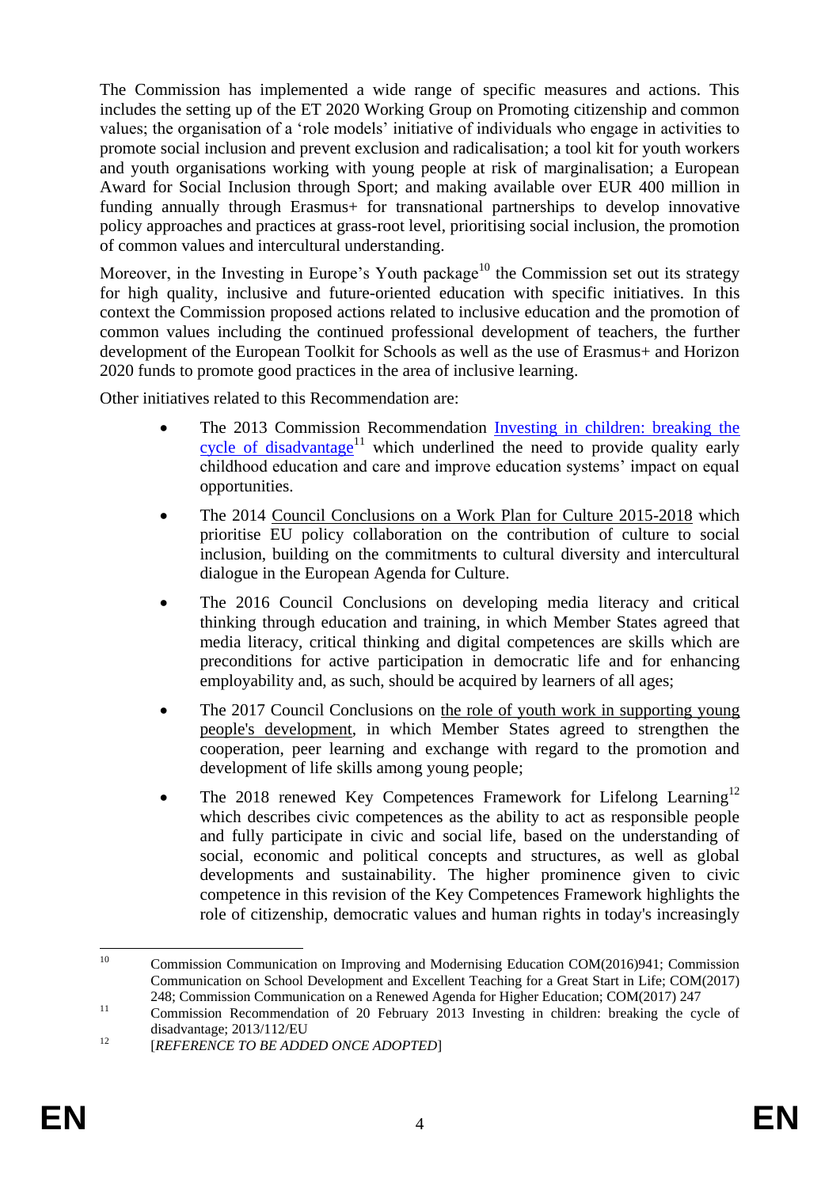The Commission has implemented a wide range of specific measures and actions. This includes the setting up of the ET 2020 Working Group on Promoting citizenship and common values; the organisation of a 'role models' initiative of individuals who engage in activities to promote social inclusion and prevent exclusion and radicalisation; a tool kit for youth workers and youth organisations working with young people at risk of marginalisation; a European Award for Social Inclusion through Sport; and making available over EUR 400 million in funding annually through Erasmus+ for transnational partnerships to develop innovative policy approaches and practices at grass-root level, prioritising social inclusion, the promotion of common values and intercultural understanding.

Moreover, in the Investing in Europe's Youth package[10] the Commission set out its strategy for high quality, inclusive and future-oriented education with specific initiatives. In this context the Commission proposed actions related to inclusive education and the promotion of common values including the continued professional development of teachers, the further development of the European Toolkit for Schools as well as the use of Erasmus+ and Horizon 2020 funds to promote good practices in the area of inclusive learning.

Other initiatives related to this Recommendation are:

- The 2013 Commission Recommendation Investing in children: breaking the cycle of disadvantage[11] which underlined the need to provide quality early childhood education and care and improve education systems' impact on equal opportunities.
- The 2014 Council Conclusions on a Work Plan for Culture 2015-2018 which prioritise EU policy collaboration on the contribution of culture to social inclusion, building on the commitments to cultural diversity and intercultural dialogue in the European Agenda for Culture.
- The 2016 Council Conclusions on developing media literacy and critical thinking through education and training, in which Member States agreed that media literacy, critical thinking and digital competences are skills which are preconditions for active participation in democratic life and for enhancing employability and, as such, should be acquired by learners of all ages;
- The 2017 Council Conclusions on the role of youth work in supporting young people's development, in which Member States agreed to strengthen the cooperation, peer learning and exchange with regard to the promotion and development of life skills among young people;
- The 2018 renewed Key Competences Framework for Lifelong Learning[12] which describes civic competences as the ability to act as responsible people and fully participate in civic and social life, based on the understanding of social, economic and political concepts and structures, as well as global developments and sustainability. The higher prominence given to civic competence in this revision of the Key Competences Framework highlights the role of citizenship, democratic values and human rights in today's increasingly

---

[10] Commission Communication on Improving and Modernising Education COM(2016)941; Commission Communication on School Development and Excellent Teaching for a Great Start in Life; COM(2017) 248; Commission Communication on a Renewed Agenda for Higher Education; COM(2017) 247

[11] Commission Recommendation of 20 February 2013 Investing in children: breaking the cycle of disadvantage; 2013/112/EU

[12] [*REFERENCE TO BE ADDED ONCE ADOPTED*]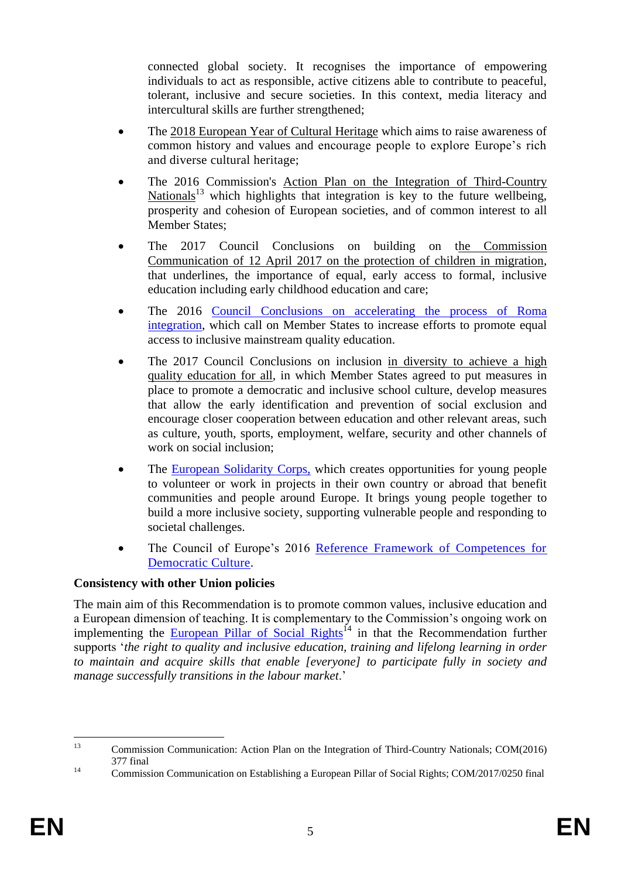connected global society. It recognises the importance of empowering individuals to act as responsible, active citizens able to contribute to peaceful, tolerant, inclusive and secure societies. In this context, media literacy and intercultural skills are further strengthened;

- The 2018 European Year of Cultural Heritage which aims to raise awareness of common history and values and encourage people to explore Europe's rich and diverse cultural heritage;
- The 2016 Commission's Action Plan on the Integration of Third-Country Nationals[13] which highlights that integration is key to the future wellbeing, prosperity and cohesion of European societies, and of common interest to all Member States;
- The 2017 Council Conclusions on building on the Commission Communication of 12 April 2017 on the protection of children in migration, that underlines, the importance of equal, early access to formal, inclusive education including early childhood education and care;
- The 2016 Council Conclusions on accelerating the process of Roma integration, which call on Member States to increase efforts to promote equal access to inclusive mainstream quality education.
- The 2017 Council Conclusions on inclusion in diversity to achieve a high quality education for all, in which Member States agreed to put measures in place to promote a democratic and inclusive school culture, develop measures that allow the early identification and prevention of social exclusion and encourage closer cooperation between education and other relevant areas, such as culture, youth, sports, employment, welfare, security and other channels of work on social inclusion;
- The European Solidarity Corps, which creates opportunities for young people to volunteer or work in projects in their own country or abroad that benefit communities and people around Europe. It brings young people together to build a more inclusive society, supporting vulnerable people and responding to societal challenges.
- The Council of Europe's 2016 Reference Framework of Competences for Democratic Culture.

**Consistency with other Union policies**

The main aim of this Recommendation is to promote common values, inclusive education and a European dimension of teaching. It is complementary to the Commission's ongoing work on implementing the European Pillar of Social Rights[14] in that the Recommendation further supports '*the right to quality and inclusive education, training and lifelong learning in order to maintain and acquire skills that enable [everyone] to participate fully in society and manage successfully transitions in the labour market*.'

---

[13] Commission Communication: Action Plan on the Integration of Third-Country Nationals; COM(2016) 377 final

[14] Commission Communication on Establishing a European Pillar of Social Rights; COM/2017/0250 final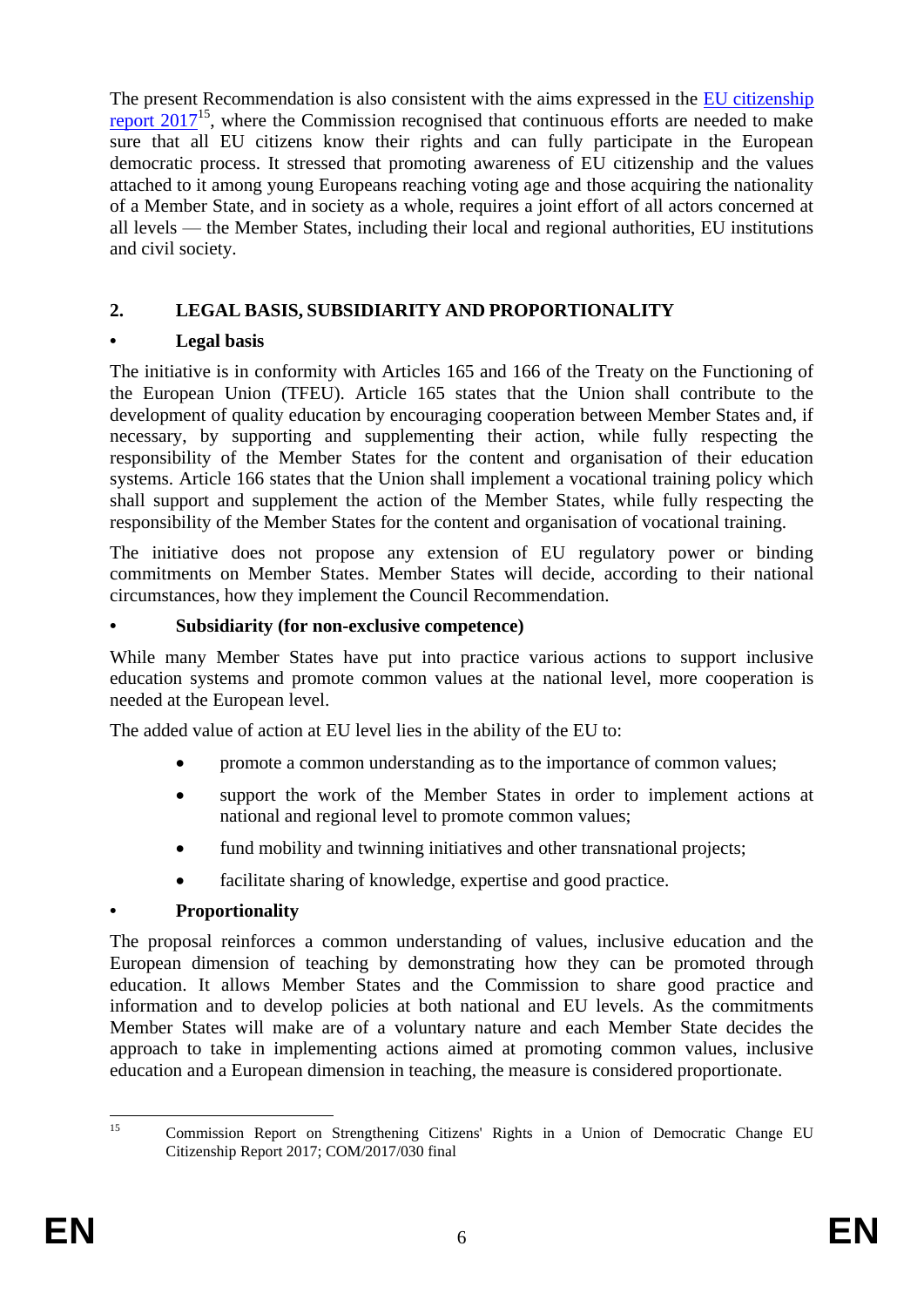The present Recommendation is also consistent with the aims expressed in the EU citizenship report 2017[15], where the Commission recognised that continuous efforts are needed to make sure that all EU citizens know their rights and can fully participate in the European democratic process. It stressed that promoting awareness of EU citizenship and the values attached to it among young Europeans reaching voting age and those acquiring the nationality of a Member State, and in society as a whole, requires a joint effort of all actors concerned at all levels — the Member States, including their local and regional authorities, EU institutions and civil society.

## 2. LEGAL BASIS, SUBSIDIARITY AND PROPORTIONALITY

### • Legal basis

The initiative is in conformity with Articles 165 and 166 of the Treaty on the Functioning of the European Union (TFEU). Article 165 states that the Union shall contribute to the development of quality education by encouraging cooperation between Member States and, if necessary, by supporting and supplementing their action, while fully respecting the responsibility of the Member States for the content and organisation of their education systems. Article 166 states that the Union shall implement a vocational training policy which shall support and supplement the action of the Member States, while fully respecting the responsibility of the Member States for the content and organisation of vocational training.

The initiative does not propose any extension of EU regulatory power or binding commitments on Member States. Member States will decide, according to their national circumstances, how they implement the Council Recommendation.

### • Subsidiarity (for non-exclusive competence)

While many Member States have put into practice various actions to support inclusive education systems and promote common values at the national level, more cooperation is needed at the European level.

The added value of action at EU level lies in the ability of the EU to:

- promote a common understanding as to the importance of common values;
- support the work of the Member States in order to implement actions at national and regional level to promote common values;
- fund mobility and twinning initiatives and other transnational projects;
- facilitate sharing of knowledge, expertise and good practice.

### • Proportionality

The proposal reinforces a common understanding of values, inclusive education and the European dimension of teaching by demonstrating how they can be promoted through education. It allows Member States and the Commission to share good practice and information and to develop policies at both national and EU levels. As the commitments Member States will make are of a voluntary nature and each Member State decides the approach to take in implementing actions aimed at promoting common values, inclusive education and a European dimension in teaching, the measure is considered proportionate.

---

[15] Commission Report on Strengthening Citizens' Rights in a Union of Democratic Change EU Citizenship Report 2017; COM/2017/030 final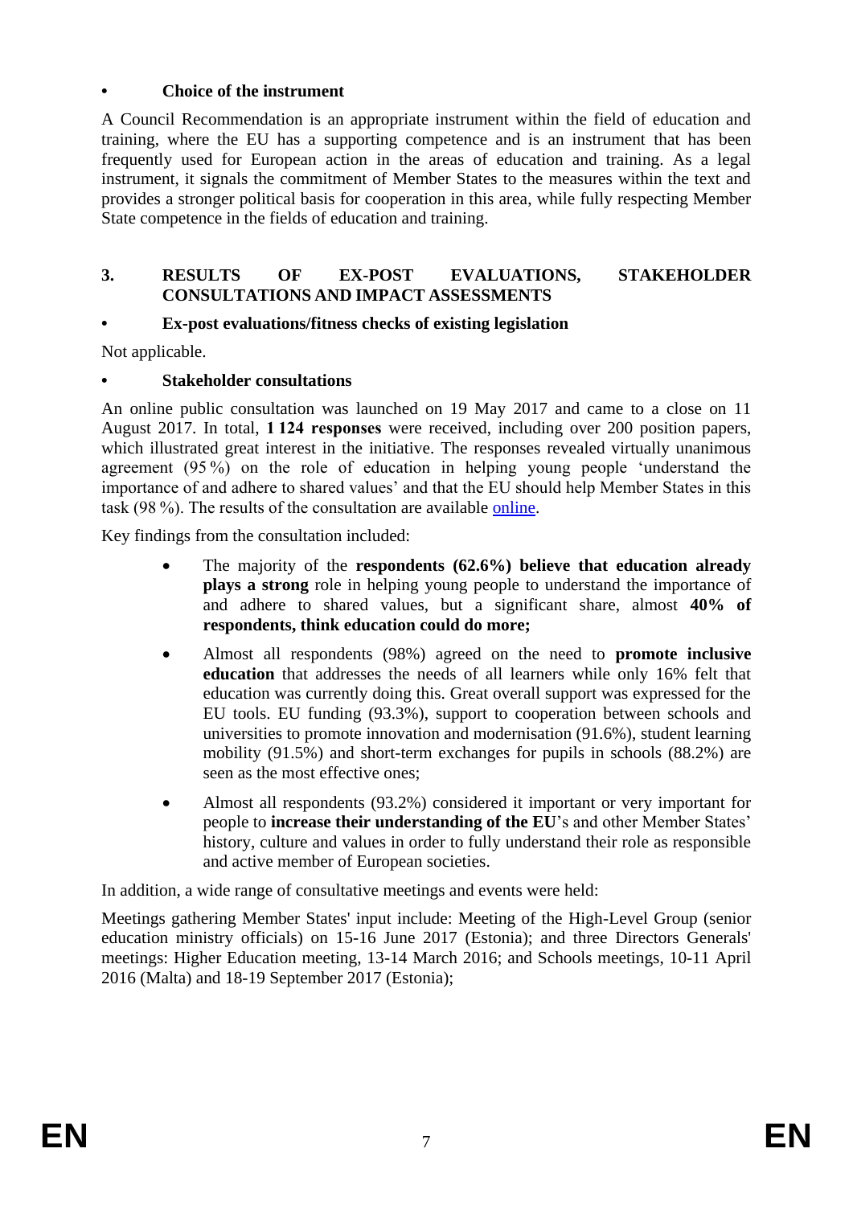- **Choice of the instrument**

A Council Recommendation is an appropriate instrument within the field of education and training, where the EU has a supporting competence and is an instrument that has been frequently used for European action in the areas of education and training. As a legal instrument, it signals the commitment of Member States to the measures within the text and provides a stronger political basis for cooperation in this area, while fully respecting Member State competence in the fields of education and training.

## 3. RESULTS OF EX-POST EVALUATIONS, STAKEHOLDER CONSULTATIONS AND IMPACT ASSESSMENTS

- **Ex-post evaluations/fitness checks of existing legislation**

Not applicable.

- **Stakeholder consultations**

An online public consultation was launched on 19 May 2017 and came to a close on 11 August 2017. In total, **1 124 responses** were received, including over 200 position papers, which illustrated great interest in the initiative. The responses revealed virtually unanimous agreement (95 %) on the role of education in helping young people 'understand the importance of and adhere to shared values' and that the EU should help Member States in this task (98 %). The results of the consultation are available online.

Key findings from the consultation included:

- The majority of the **respondents (62.6%) believe that education already plays a strong** role in helping young people to understand the importance of and adhere to shared values, but a significant share, almost **40% of respondents, think education could do more;**
- Almost all respondents (98%) agreed on the need to **promote inclusive education** that addresses the needs of all learners while only 16% felt that education was currently doing this. Great overall support was expressed for the EU tools. EU funding (93.3%), support to cooperation between schools and universities to promote innovation and modernisation (91.6%), student learning mobility (91.5%) and short-term exchanges for pupils in schools (88.2%) are seen as the most effective ones;
- Almost all respondents (93.2%) considered it important or very important for people to **increase their understanding of the EU**'s and other Member States' history, culture and values in order to fully understand their role as responsible and active member of European societies.

In addition, a wide range of consultative meetings and events were held:

Meetings gathering Member States' input include: Meeting of the High-Level Group (senior education ministry officials) on 15-16 June 2017 (Estonia); and three Directors Generals' meetings: Higher Education meeting, 13-14 March 2016; and Schools meetings, 10-11 April 2016 (Malta) and 18-19 September 2017 (Estonia);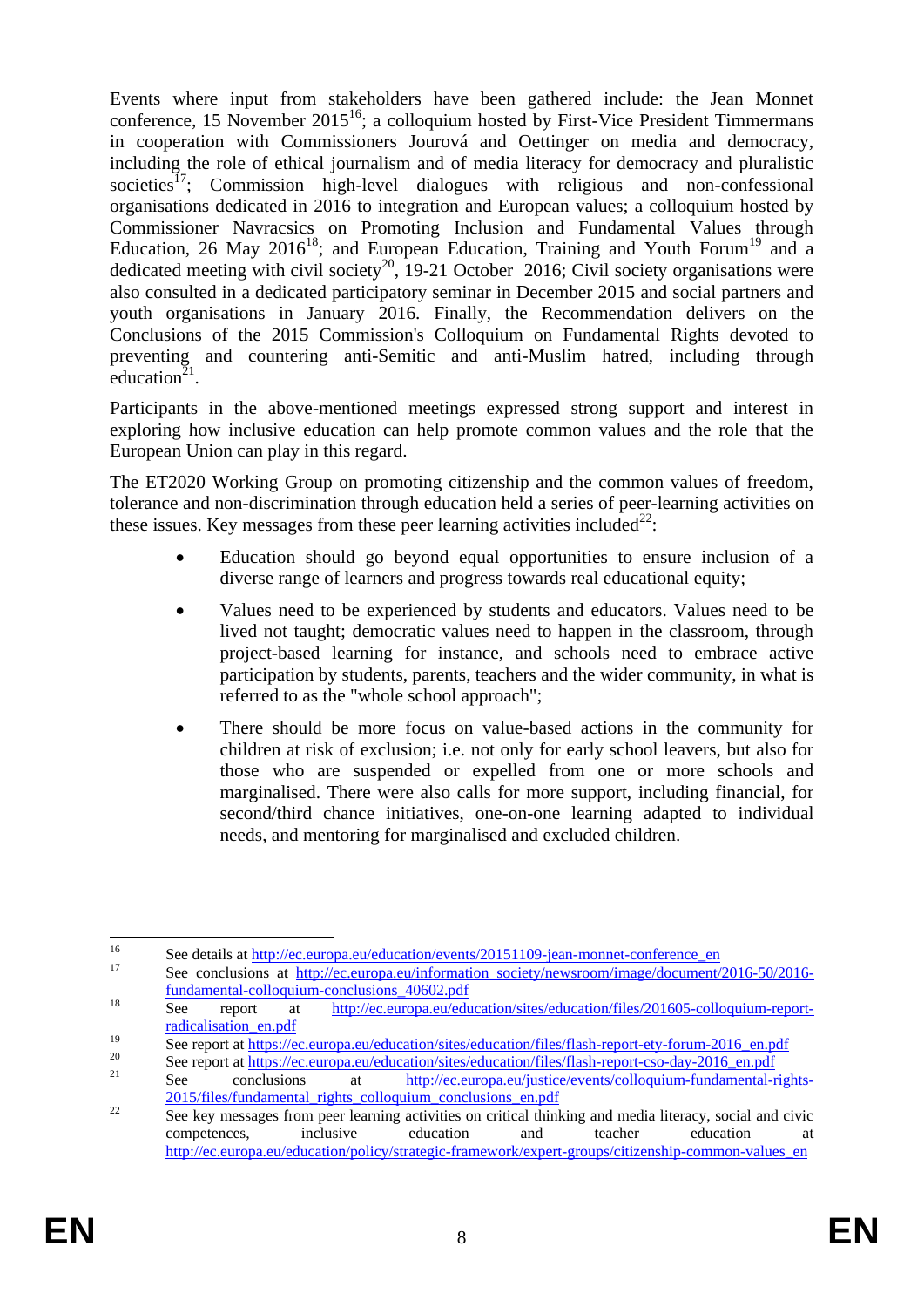Events where input from stakeholders have been gathered include: the Jean Monnet conference, 15 November 2015[16]; a colloquium hosted by First-Vice President Timmermans in cooperation with Commissioners Jourová and Oettinger on media and democracy, including the role of ethical journalism and of media literacy for democracy and pluralistic societies[17]; Commission high-level dialogues with religious and non-confessional organisations dedicated in 2016 to integration and European values; a colloquium hosted by Commissioner Navracsics on Promoting Inclusion and Fundamental Values through Education, 26 May 2016[18]; and European Education, Training and Youth Forum[19] and a dedicated meeting with civil society[20], 19-21 October 2016; Civil society organisations were also consulted in a dedicated participatory seminar in December 2015 and social partners and youth organisations in January 2016. Finally, the Recommendation delivers on the Conclusions of the 2015 Commission's Colloquium on Fundamental Rights devoted to preventing and countering anti-Semitic and anti-Muslim hatred, including through education[21].

Participants in the above-mentioned meetings expressed strong support and interest in exploring how inclusive education can help promote common values and the role that the European Union can play in this regard.

The ET2020 Working Group on promoting citizenship and the common values of freedom, tolerance and non-discrimination through education held a series of peer-learning activities on these issues. Key messages from these peer learning activities included[22]:

- Education should go beyond equal opportunities to ensure inclusion of a diverse range of learners and progress towards real educational equity;
- Values need to be experienced by students and educators. Values need to be lived not taught; democratic values need to happen in the classroom, through project-based learning for instance, and schools need to embrace active participation by students, parents, teachers and the wider community, in what is referred to as the "whole school approach";
- There should be more focus on value-based actions in the community for children at risk of exclusion; i.e. not only for early school leavers, but also for those who are suspended or expelled from one or more schools and marginalised. There were also calls for more support, including financial, for second/third chance initiatives, one-on-one learning adapted to individual needs, and mentoring for marginalised and excluded children.

---

[16] See details at http://ec.europa.eu/education/events/20151109-jean-monnet-conference_en

[17] See conclusions at http://ec.europa.eu/information_society/newsroom/image/document/2016-50/2016-fundamental-colloquium-conclusions_40602.pdf

[18] See report at http://ec.europa.eu/education/sites/education/files/201605-colloquium-report-radicalisation_en.pdf

[19] See report at https://ec.europa.eu/education/sites/education/files/flash-report-ety-forum-2016_en.pdf

[20] See report at https://ec.europa.eu/education/sites/education/files/flash-report-cso-day-2016_en.pdf

[21] See conclusions at http://ec.europa.eu/justice/events/colloquium-fundamental-rights-2015/files/fundamental_rights_colloquium_conclusions_en.pdf

[22] See key messages from peer learning activities on critical thinking and media literacy, social and civic competences, inclusive education and teacher education at http://ec.europa.eu/education/policy/strategic-framework/expert-groups/citizenship-common-values_en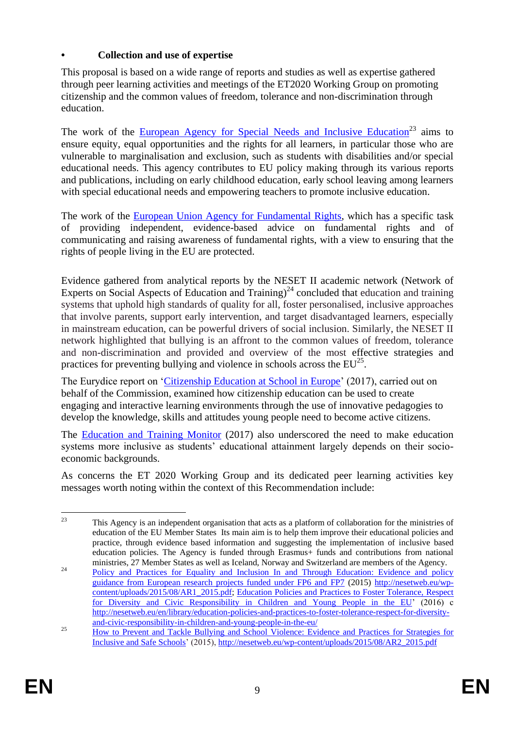- **Collection and use of expertise**

This proposal is based on a wide range of reports and studies as well as expertise gathered through peer learning activities and meetings of the ET2020 Working Group on promoting citizenship and the common values of freedom, tolerance and non-discrimination through education.

The work of the European Agency for Special Needs and Inclusive Education[23] aims to ensure equity, equal opportunities and the rights for all learners, in particular those who are vulnerable to marginalisation and exclusion, such as students with disabilities and/or special educational needs. This agency contributes to EU policy making through its various reports and publications, including on early childhood education, early school leaving among learners with special educational needs and empowering teachers to promote inclusive education.

The work of the European Union Agency for Fundamental Rights, which has a specific task of providing independent, evidence-based advice on fundamental rights and of communicating and raising awareness of fundamental rights, with a view to ensuring that the rights of people living in the EU are protected.

Evidence gathered from analytical reports by the NESET II academic network (Network of Experts on Social Aspects of Education and Training)[24] concluded that education and training systems that uphold high standards of quality for all, foster personalised, inclusive approaches that involve parents, support early intervention, and target disadvantaged learners, especially in mainstream education, can be powerful drivers of social inclusion. Similarly, the NESET II network highlighted that bullying is an affront to the common values of freedom, tolerance and non-discrimination and provided and overview of the most effective strategies and practices for preventing bullying and violence in schools across the EU[25].

The Eurydice report on 'Citizenship Education at School in Europe' (2017), carried out on behalf of the Commission, examined how citizenship education can be used to create engaging and interactive learning environments through the use of innovative pedagogies to develop the knowledge, skills and attitudes young people need to become active citizens.

The Education and Training Monitor (2017) also underscored the need to make education systems more inclusive as students' educational attainment largely depends on their socio-economic backgrounds.

As concerns the ET 2020 Working Group and its dedicated peer learning activities key messages worth noting within the context of this Recommendation include:

---

[23] This Agency is an independent organisation that acts as a platform of collaboration for the ministries of education of the EU Member States Its main aim is to help them improve their educational policies and practice, through evidence based information and suggesting the implementation of inclusive based education policies. The Agency is funded through Erasmus+ funds and contributions from national ministries, 27 Member States as well as Iceland, Norway and Switzerland are members of the Agency.

[24] Policy and Practices for Equality and Inclusion In and Through Education: Evidence and policy guidance from European research projects funded under FP6 and FP7 (2015) http://nesetweb.eu/wp-content/uploads/2015/08/AR1_2015.pdf; Education Policies and Practices to Foster Tolerance, Respect for Diversity and Civic Responsibility in Children and Young People in the EU' (2016) c http://nesetweb.eu/en/library/education-policies-and-practices-to-foster-tolerance-respect-for-diversity-and-civic-responsibility-in-children-and-young-people-in-the-eu/

[25] How to Prevent and Tackle Bullying and School Violence: Evidence and Practices for Strategies for Inclusive and Safe Schools' (2015), http://nesetweb.eu/wp-content/uploads/2015/08/AR2_2015.pdf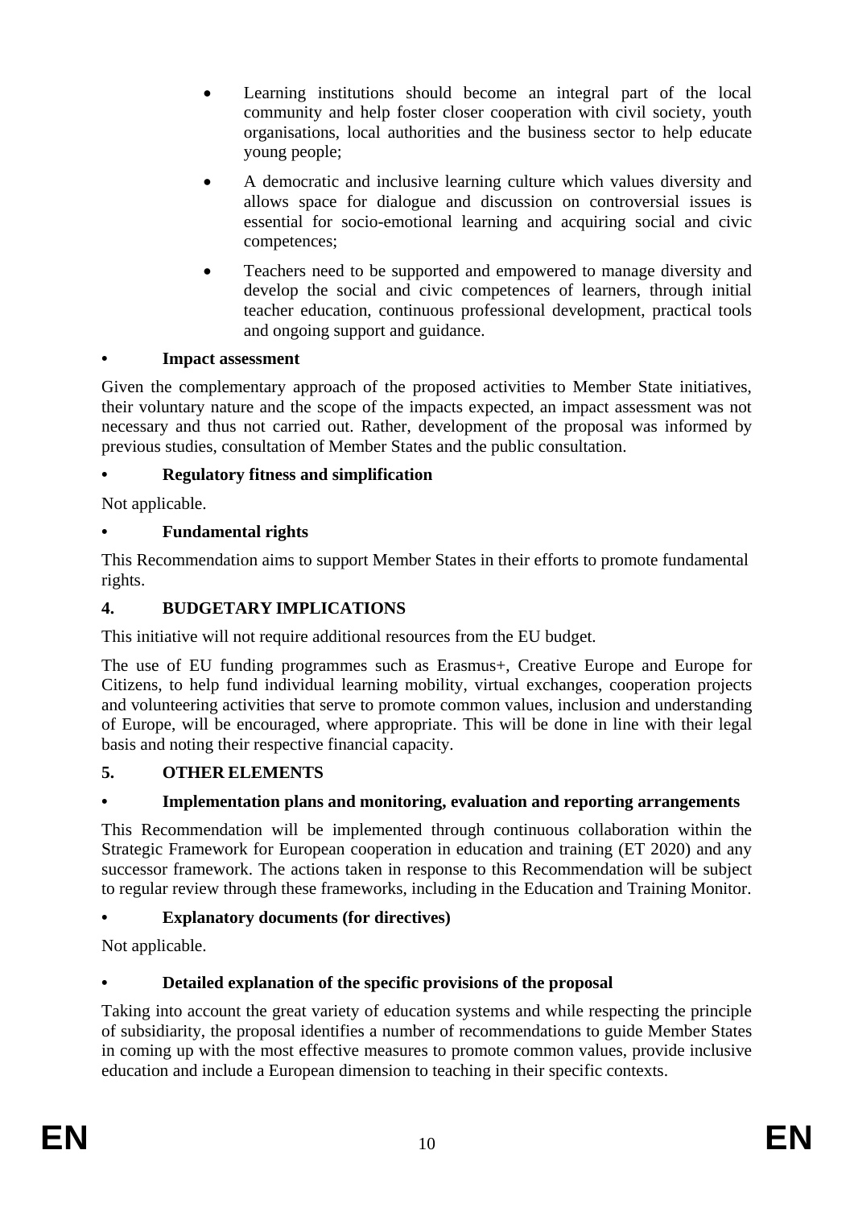- Learning institutions should become an integral part of the local community and help foster closer cooperation with civil society, youth organisations, local authorities and the business sector to help educate young people;
- A democratic and inclusive learning culture which values diversity and allows space for dialogue and discussion on controversial issues is essential for socio-emotional learning and acquiring social and civic competences;
- Teachers need to be supported and empowered to manage diversity and develop the social and civic competences of learners, through initial teacher education, continuous professional development, practical tools and ongoing support and guidance.

**• Impact assessment**

Given the complementary approach of the proposed activities to Member State initiatives, their voluntary nature and the scope of the impacts expected, an impact assessment was not necessary and thus not carried out. Rather, development of the proposal was informed by previous studies, consultation of Member States and the public consultation.

**• Regulatory fitness and simplification**

Not applicable.

**• Fundamental rights**

This Recommendation aims to support Member States in their efforts to promote fundamental rights.

## 4. BUDGETARY IMPLICATIONS

This initiative will not require additional resources from the EU budget.

The use of EU funding programmes such as Erasmus+, Creative Europe and Europe for Citizens, to help fund individual learning mobility, virtual exchanges, cooperation projects and volunteering activities that serve to promote common values, inclusion and understanding of Europe, will be encouraged, where appropriate. This will be done in line with their legal basis and noting their respective financial capacity.

## 5. OTHER ELEMENTS

**• Implementation plans and monitoring, evaluation and reporting arrangements**

This Recommendation will be implemented through continuous collaboration within the Strategic Framework for European cooperation in education and training (ET 2020) and any successor framework. The actions taken in response to this Recommendation will be subject to regular review through these frameworks, including in the Education and Training Monitor.

**• Explanatory documents (for directives)**

Not applicable.

**• Detailed explanation of the specific provisions of the proposal**

Taking into account the great variety of education systems and while respecting the principle of subsidiarity, the proposal identifies a number of recommendations to guide Member States in coming up with the most effective measures to promote common values, provide inclusive education and include a European dimension to teaching in their specific contexts.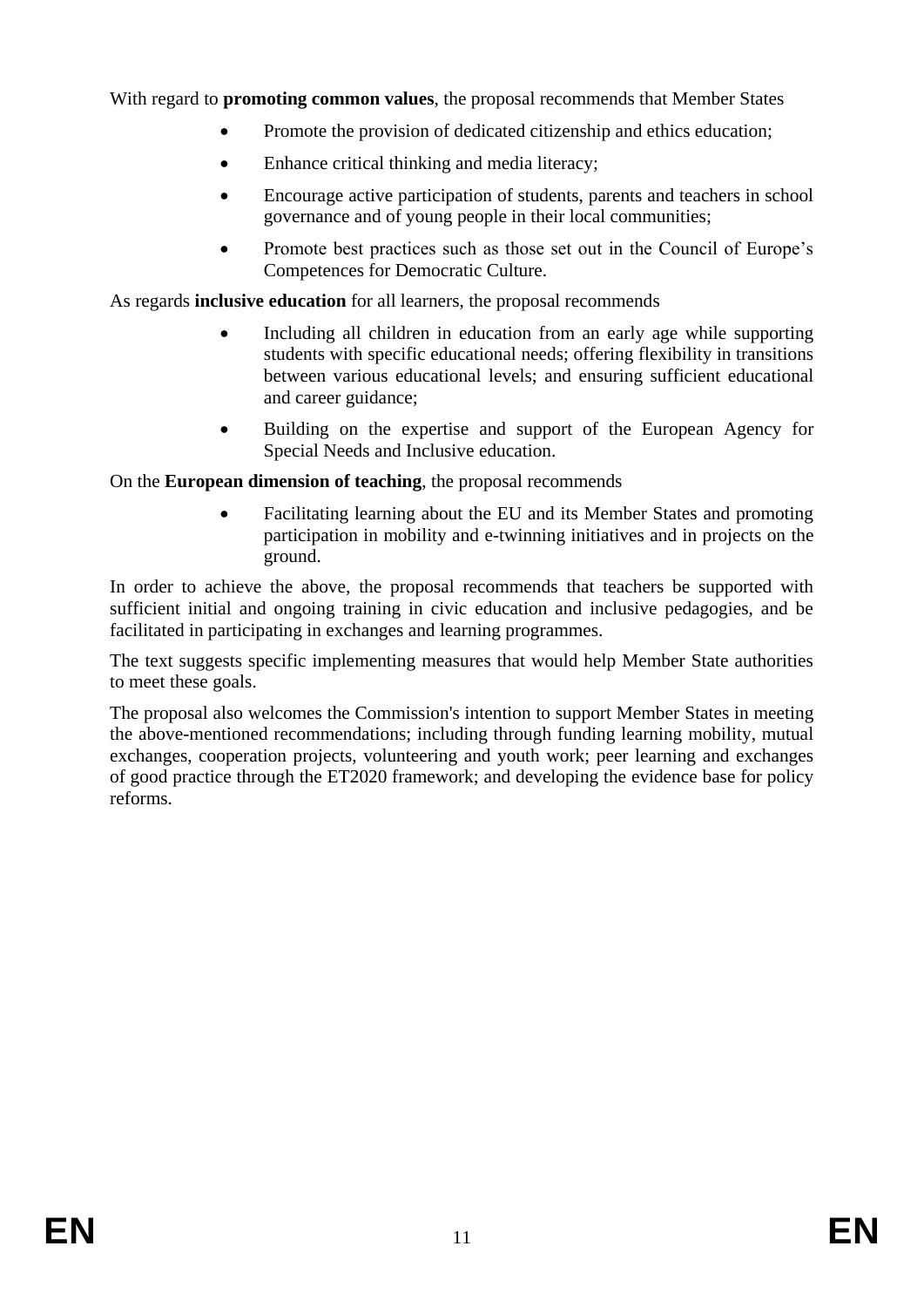With regard to **promoting common values**, the proposal recommends that Member States

- Promote the provision of dedicated citizenship and ethics education;
- Enhance critical thinking and media literacy;
- Encourage active participation of students, parents and teachers in school governance and of young people in their local communities;
- Promote best practices such as those set out in the Council of Europe's Competences for Democratic Culture.

As regards **inclusive education** for all learners, the proposal recommends

- Including all children in education from an early age while supporting students with specific educational needs; offering flexibility in transitions between various educational levels; and ensuring sufficient educational and career guidance;
- Building on the expertise and support of the European Agency for Special Needs and Inclusive education.

On the **European dimension of teaching**, the proposal recommends

- Facilitating learning about the EU and its Member States and promoting participation in mobility and e-twinning initiatives and in projects on the ground.

In order to achieve the above, the proposal recommends that teachers be supported with sufficient initial and ongoing training in civic education and inclusive pedagogies, and be facilitated in participating in exchanges and learning programmes.

The text suggests specific implementing measures that would help Member State authorities to meet these goals.

The proposal also welcomes the Commission's intention to support Member States in meeting the above-mentioned recommendations; including through funding learning mobility, mutual exchanges, cooperation projects, volunteering and youth work; peer learning and exchanges of good practice through the ET2020 framework; and developing the evidence base for policy reforms.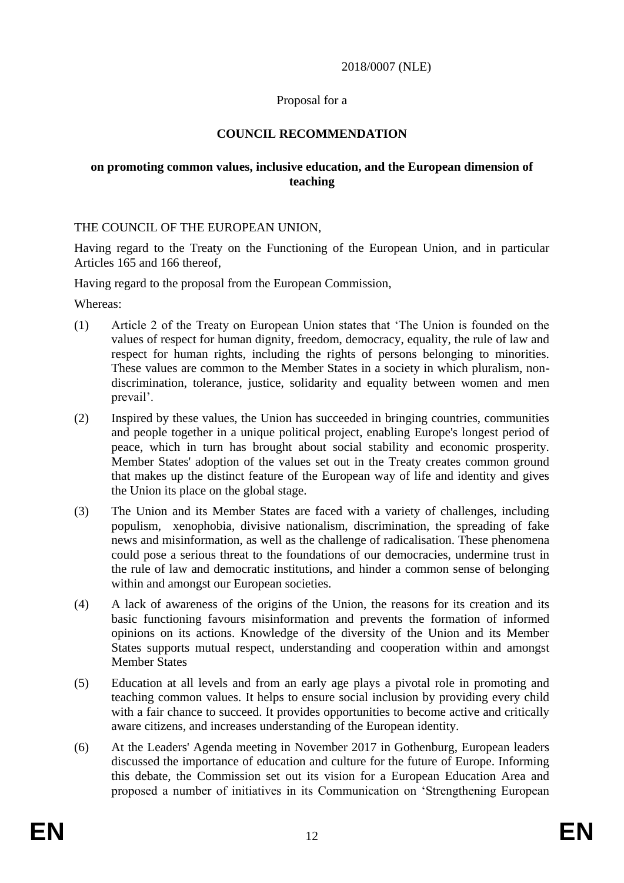2018/0007 (NLE)

Proposal for a

# COUNCIL RECOMMENDATION

## on promoting common values, inclusive education, and the European dimension of teaching

THE COUNCIL OF THE EUROPEAN UNION,

Having regard to the Treaty on the Functioning of the European Union, and in particular Articles 165 and 166 thereof,

Having regard to the proposal from the European Commission,

Whereas:

(1) Article 2 of the Treaty on European Union states that 'The Union is founded on the values of respect for human dignity, freedom, democracy, equality, the rule of law and respect for human rights, including the rights of persons belonging to minorities. These values are common to the Member States in a society in which pluralism, non-discrimination, tolerance, justice, solidarity and equality between women and men prevail'.

(2) Inspired by these values, the Union has succeeded in bringing countries, communities and people together in a unique political project, enabling Europe's longest period of peace, which in turn has brought about social stability and economic prosperity. Member States' adoption of the values set out in the Treaty creates common ground that makes up the distinct feature of the European way of life and identity and gives the Union its place on the global stage.

(3) The Union and its Member States are faced with a variety of challenges, including populism, xenophobia, divisive nationalism, discrimination, the spreading of fake news and misinformation, as well as the challenge of radicalisation. These phenomena could pose a serious threat to the foundations of our democracies, undermine trust in the rule of law and democratic institutions, and hinder a common sense of belonging within and amongst our European societies.

(4) A lack of awareness of the origins of the Union, the reasons for its creation and its basic functioning favours misinformation and prevents the formation of informed opinions on its actions. Knowledge of the diversity of the Union and its Member States supports mutual respect, understanding and cooperation within and amongst Member States

(5) Education at all levels and from an early age plays a pivotal role in promoting and teaching common values. It helps to ensure social inclusion by providing every child with a fair chance to succeed. It provides opportunities to become active and critically aware citizens, and increases understanding of the European identity.

(6) At the Leaders' Agenda meeting in November 2017 in Gothenburg, European leaders discussed the importance of education and culture for the future of Europe. Informing this debate, the Commission set out its vision for a European Education Area and proposed a number of initiatives in its Communication on 'Strengthening European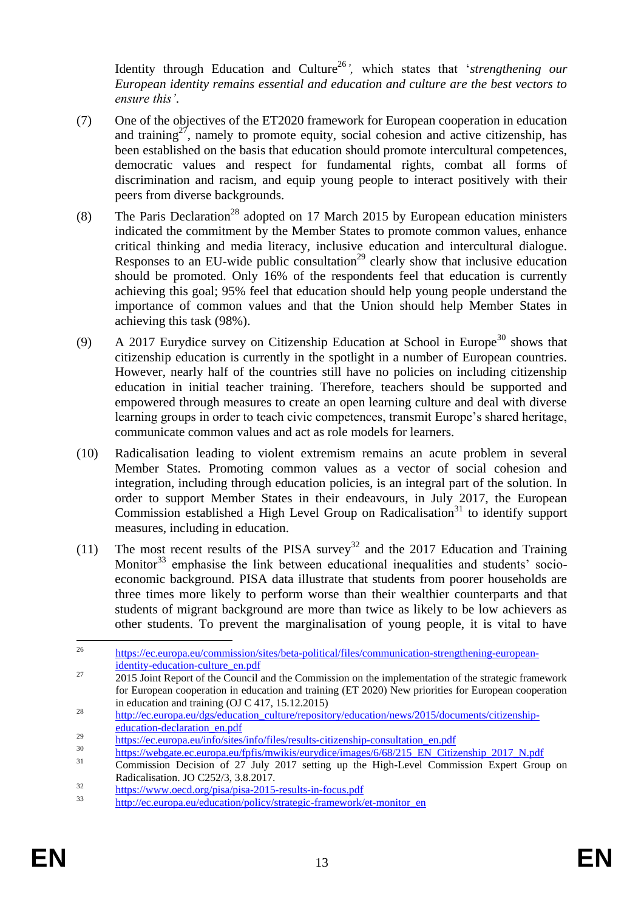Identity through Education and Culture[26]', which states that '*strengthening our European identity remains essential and education and culture are the best vectors to ensure this'*.

(7) One of the objectives of the ET2020 framework for European cooperation in education and training[27], namely to promote equity, social cohesion and active citizenship, has been established on the basis that education should promote intercultural competences, democratic values and respect for fundamental rights, combat all forms of discrimination and racism, and equip young people to interact positively with their peers from diverse backgrounds.

(8) The Paris Declaration[28] adopted on 17 March 2015 by European education ministers indicated the commitment by the Member States to promote common values, enhance critical thinking and media literacy, inclusive education and intercultural dialogue. Responses to an EU-wide public consultation[29] clearly show that inclusive education should be promoted. Only 16% of the respondents feel that education is currently achieving this goal; 95% feel that education should help young people understand the importance of common values and that the Union should help Member States in achieving this task (98%).

(9) A 2017 Eurydice survey on Citizenship Education at School in Europe[30] shows that citizenship education is currently in the spotlight in a number of European countries. However, nearly half of the countries still have no policies on including citizenship education in initial teacher training. Therefore, teachers should be supported and empowered through measures to create an open learning culture and deal with diverse learning groups in order to teach civic competences, transmit Europe's shared heritage, communicate common values and act as role models for learners.

(10) Radicalisation leading to violent extremism remains an acute problem in several Member States. Promoting common values as a vector of social cohesion and integration, including through education policies, is an integral part of the solution. In order to support Member States in their endeavours, in July 2017, the European Commission established a High Level Group on Radicalisation[31] to identify support measures, including in education.

(11) The most recent results of the PISA survey[32] and the 2017 Education and Training Monitor[33] emphasise the link between educational inequalities and students' socio-economic background. PISA data illustrate that students from poorer households are three times more likely to perform worse than their wealthier counterparts and that students of migrant background are more than twice as likely to be low achievers as other students. To prevent the marginalisation of young people, it is vital to have

---

[26] https://ec.europa.eu/commission/sites/beta-political/files/communication-strengthening-european-identity-education-culture_en.pdf

[27] 2015 Joint Report of the Council and the Commission on the implementation of the strategic framework for European cooperation in education and training (ET 2020) New priorities for European cooperation in education and training (OJ C 417, 15.12.2015)

[28] http://ec.europa.eu/dgs/education_culture/repository/education/news/2015/documents/citizenship-education-declaration_en.pdf

[29] https://ec.europa.eu/info/sites/info/files/results-citizenship-consultation_en.pdf

[30] https://webgate.ec.europa.eu/fpfis/mwikis/eurydice/images/6/68/215_EN_Citizenship_2017_N.pdf

[31] Commission Decision of 27 July 2017 setting up the High-Level Commission Expert Group on Radicalisation. JO C252/3, 3.8.2017.

[32] https://www.oecd.org/pisa/pisa-2015-results-in-focus.pdf

[33] http://ec.europa.eu/education/policy/strategic-framework/et-monitor_en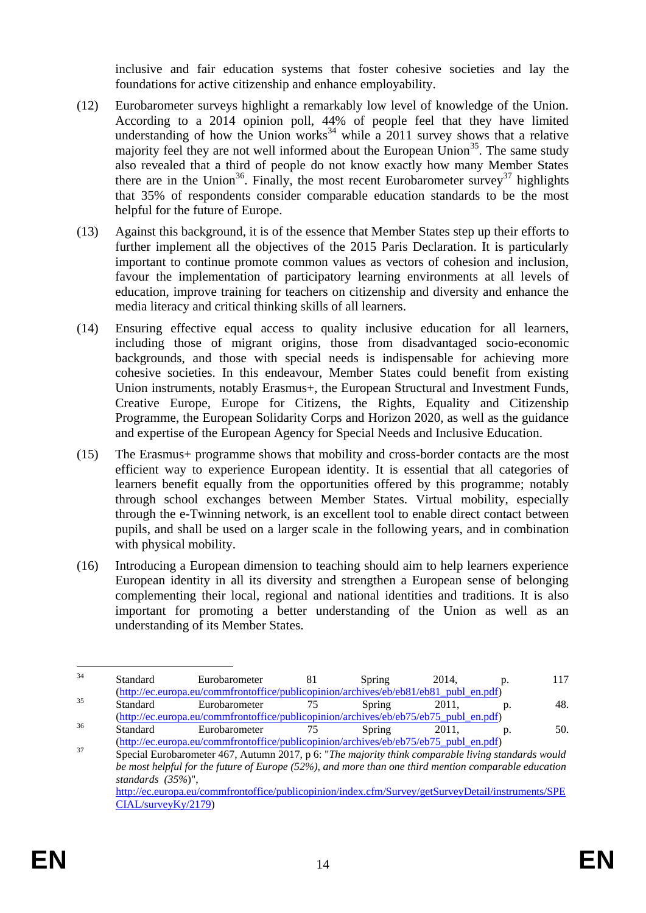inclusive and fair education systems that foster cohesive societies and lay the foundations for active citizenship and enhance employability.

(12) Eurobarometer surveys highlight a remarkably low level of knowledge of the Union. According to a 2014 opinion poll, 44% of people feel that they have limited understanding of how the Union works[34] while a 2011 survey shows that a relative majority feel they are not well informed about the European Union[35]. The same study also revealed that a third of people do not know exactly how many Member States there are in the Union[36]. Finally, the most recent Eurobarometer survey[37] highlights that 35% of respondents consider comparable education standards to be the most helpful for the future of Europe.

(13) Against this background, it is of the essence that Member States step up their efforts to further implement all the objectives of the 2015 Paris Declaration. It is particularly important to continue promote common values as vectors of cohesion and inclusion, favour the implementation of participatory learning environments at all levels of education, improve training for teachers on citizenship and diversity and enhance the media literacy and critical thinking skills of all learners.

(14) Ensuring effective equal access to quality inclusive education for all learners, including those of migrant origins, those from disadvantaged socio-economic backgrounds, and those with special needs is indispensable for achieving more cohesive societies. In this endeavour, Member States could benefit from existing Union instruments, notably Erasmus+, the European Structural and Investment Funds, Creative Europe, Europe for Citizens, the Rights, Equality and Citizenship Programme, the European Solidarity Corps and Horizon 2020, as well as the guidance and expertise of the European Agency for Special Needs and Inclusive Education.

(15) The Erasmus+ programme shows that mobility and cross-border contacts are the most efficient way to experience European identity. It is essential that all categories of learners benefit equally from the opportunities offered by this programme; notably through school exchanges between Member States. Virtual mobility, especially through the e-Twinning network, is an excellent tool to enable direct contact between pupils, and shall be used on a larger scale in the following years, and in combination with physical mobility.

(16) Introducing a European dimension to teaching should aim to help learners experience European identity in all its diversity and strengthen a European sense of belonging complementing their local, regional and national identities and traditions. It is also important for promoting a better understanding of the Union as well as an understanding of its Member States.

---

[34] Standard Eurobarometer 81 Spring 2014, p. 117 (http://ec.europa.eu/commfrontoffice/publicopinion/archives/eb/eb81/eb81_publ_en.pdf)

[35] Standard Eurobarometer 75 Spring 2011, p. 48. (http://ec.europa.eu/commfrontoffice/publicopinion/archives/eb/eb75/eb75_publ_en.pdf)

[36] Standard Eurobarometer 75 Spring 2011, p. 50. (http://ec.europa.eu/commfrontoffice/publicopinion/archives/eb/eb75/eb75_publ_en.pdf)

[37] Special Eurobarometer 467, Autumn 2017, p 6: "*The majority think comparable living standards would be most helpful for the future of Europe (52%), and more than one third mention comparable education standards (35%)*", http://ec.europa.eu/commfrontoffice/publicopinion/index.cfm/Survey/getSurveyDetail/instruments/SPECIAL/surveyKy/2179)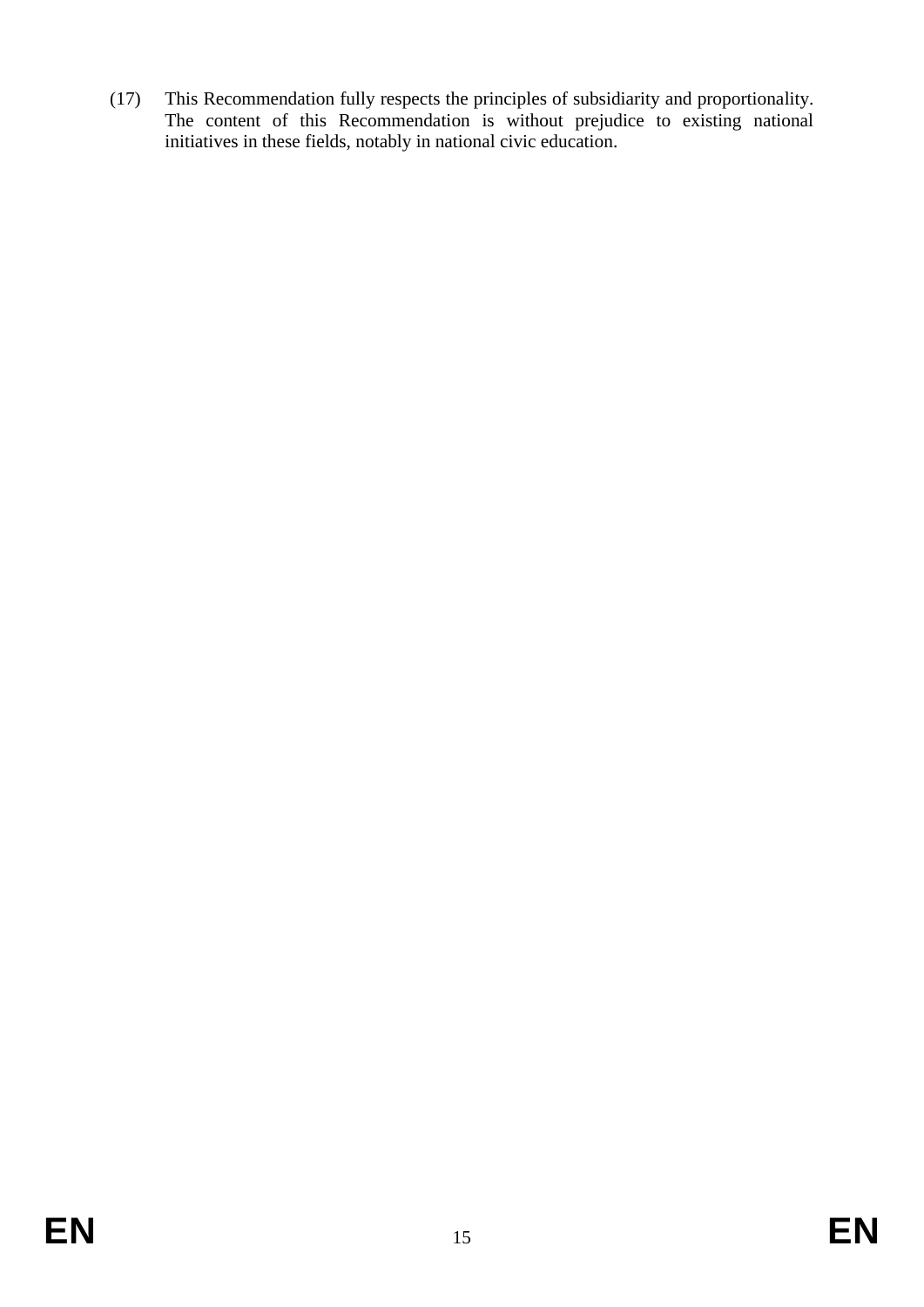(17) This Recommendation fully respects the principles of subsidiarity and proportionality. The content of this Recommendation is without prejudice to existing national initiatives in these fields, notably in national civic education.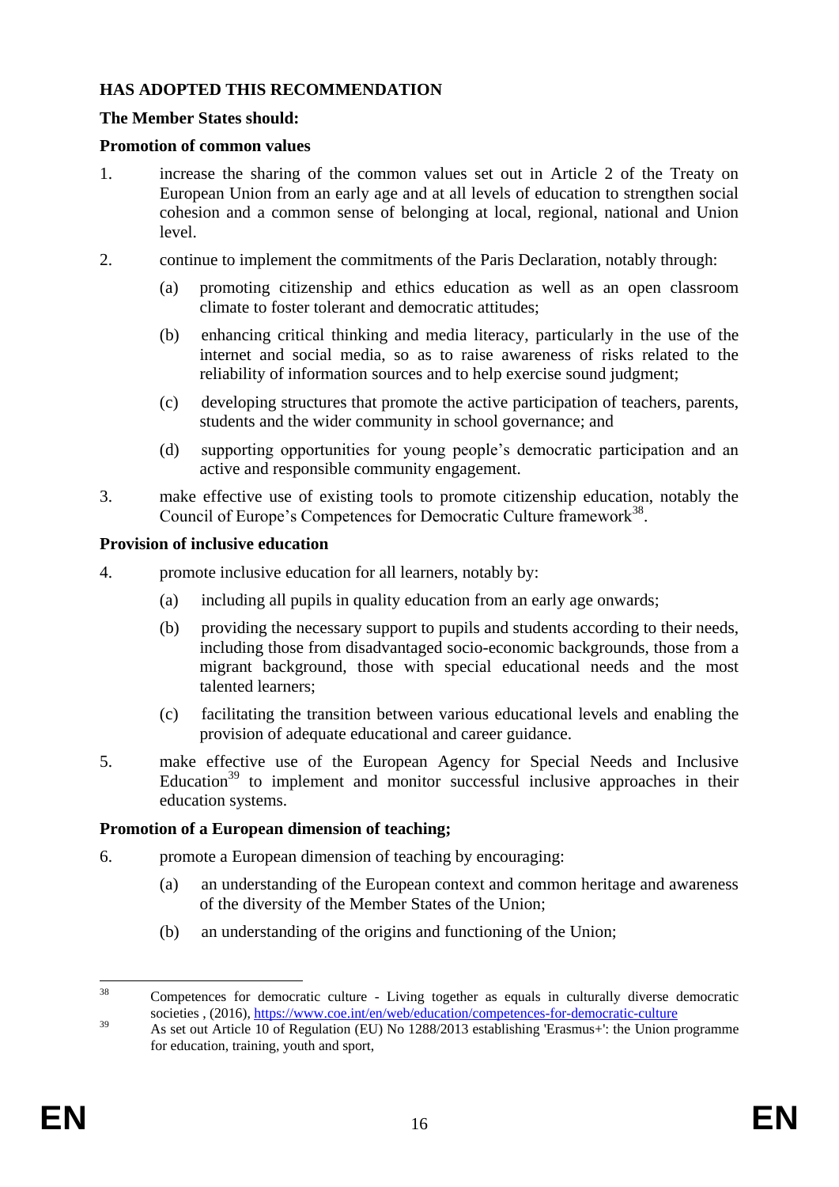**HAS ADOPTED THIS RECOMMENDATION**

**The Member States should:**

**Promotion of common values**

1. increase the sharing of the common values set out in Article 2 of the Treaty on European Union from an early age and at all levels of education to strengthen social cohesion and a common sense of belonging at local, regional, national and Union level.

2. continue to implement the commitments of the Paris Declaration, notably through:

   (a) promoting citizenship and ethics education as well as an open classroom climate to foster tolerant and democratic attitudes;

   (b) enhancing critical thinking and media literacy, particularly in the use of the internet and social media, so as to raise awareness of risks related to the reliability of information sources and to help exercise sound judgment;

   (c) developing structures that promote the active participation of teachers, parents, students and the wider community in school governance; and

   (d) supporting opportunities for young people's democratic participation and an active and responsible community engagement.

3. make effective use of existing tools to promote citizenship education, notably the Council of Europe's Competences for Democratic Culture framework[38].

**Provision of inclusive education**

4. promote inclusive education for all learners, notably by:

   (a) including all pupils in quality education from an early age onwards;

   (b) providing the necessary support to pupils and students according to their needs, including those from disadvantaged socio-economic backgrounds, those from a migrant background, those with special educational needs and the most talented learners;

   (c) facilitating the transition between various educational levels and enabling the provision of adequate educational and career guidance.

5. make effective use of the European Agency for Special Needs and Inclusive Education[39] to implement and monitor successful inclusive approaches in their education systems.

**Promotion of a European dimension of teaching;**

6. promote a European dimension of teaching by encouraging:

   (a) an understanding of the European context and common heritage and awareness of the diversity of the Member States of the Union;

   (b) an understanding of the origins and functioning of the Union;

---

[38] Competences for democratic culture - Living together as equals in culturally diverse democratic societies , (2016), https://www.coe.int/en/web/education/competences-for-democratic-culture

[39] As set out Article 10 of Regulation (EU) No 1288/2013 establishing 'Erasmus+': the Union programme for education, training, youth and sport,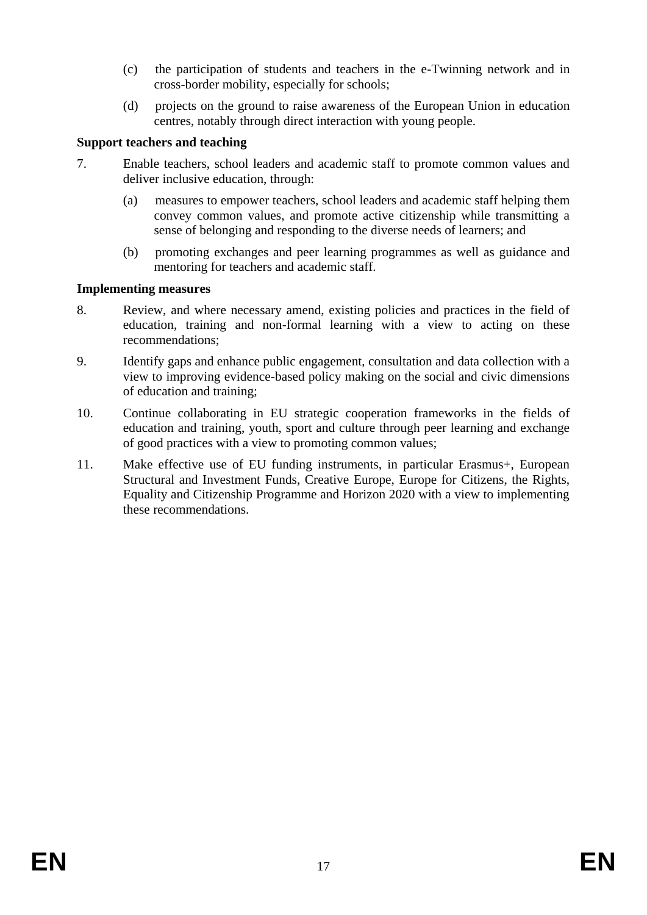(c) the participation of students and teachers in the e-Twinning network and in cross-border mobility, especially for schools;

(d) projects on the ground to raise awareness of the European Union in education centres, notably through direct interaction with young people.

**Support teachers and teaching**

7. Enable teachers, school leaders and academic staff to promote common values and deliver inclusive education, through:

   (a) measures to empower teachers, school leaders and academic staff helping them convey common values, and promote active citizenship while transmitting a sense of belonging and responding to the diverse needs of learners; and

   (b) promoting exchanges and peer learning programmes as well as guidance and mentoring for teachers and academic staff.

**Implementing measures**

8. Review, and where necessary amend, existing policies and practices in the field of education, training and non-formal learning with a view to acting on these recommendations;

9. Identify gaps and enhance public engagement, consultation and data collection with a view to improving evidence-based policy making on the social and civic dimensions of education and training;

10. Continue collaborating in EU strategic cooperation frameworks in the fields of education and training, youth, sport and culture through peer learning and exchange of good practices with a view to promoting common values;

11. Make effective use of EU funding instruments, in particular Erasmus+, European Structural and Investment Funds, Creative Europe, Europe for Citizens, the Rights, Equality and Citizenship Programme and Horizon 2020 with a view to implementing these recommendations.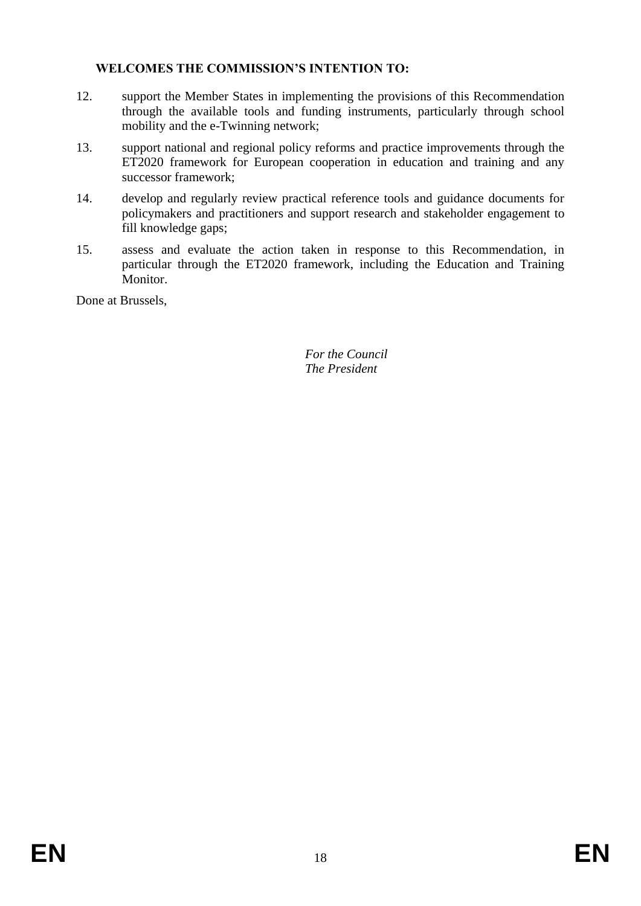**WELCOMES THE COMMISSION'S INTENTION TO:**

12. support the Member States in implementing the provisions of this Recommendation through the available tools and funding instruments, particularly through school mobility and the e-Twinning network;

13. support national and regional policy reforms and practice improvements through the ET2020 framework for European cooperation in education and training and any successor framework;

14. develop and regularly review practical reference tools and guidance documents for policymakers and practitioners and support research and stakeholder engagement to fill knowledge gaps;

15. assess and evaluate the action taken in response to this Recommendation, in particular through the ET2020 framework, including the Education and Training Monitor.

Done at Brussels,

*For the Council*
*The President*